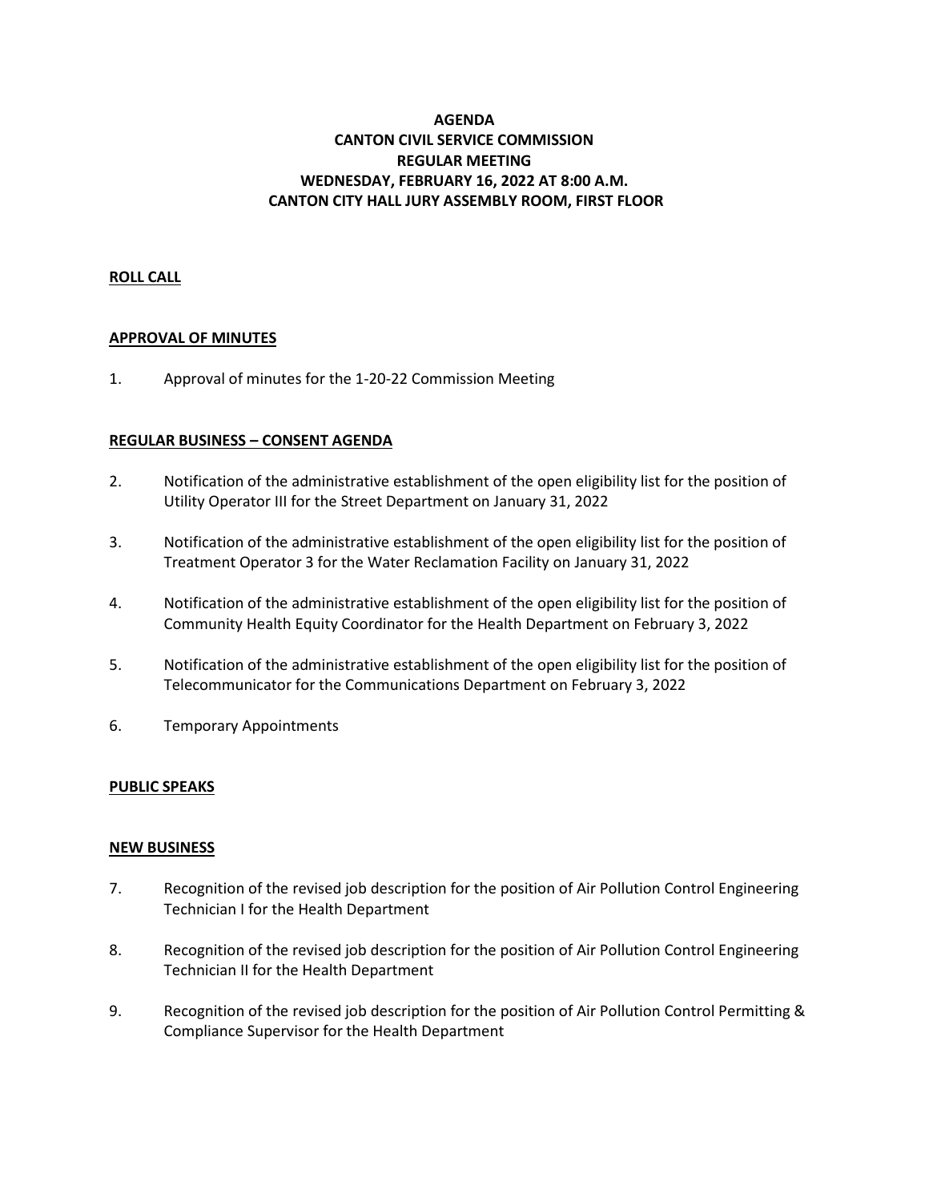# AGENDA
# CANTON CIVIL SERVICE COMMISSION
# REGULAR MEETING
# WEDNESDAY, FEBRUARY 16, 2022 AT 8:00 A.M.
# CANTON CITY HALL JURY ASSEMBLY ROOM, FIRST FLOOR

## ROLL CALL

## APPROVAL OF MINUTES

1. Approval of minutes for the 1-20-22 Commission Meeting

## REGULAR BUSINESS – CONSENT AGENDA

2. Notification of the administrative establishment of the open eligibility list for the position of Utility Operator III for the Street Department on January 31, 2022

3. Notification of the administrative establishment of the open eligibility list for the position of Treatment Operator 3 for the Water Reclamation Facility on January 31, 2022

4. Notification of the administrative establishment of the open eligibility list for the position of Community Health Equity Coordinator for the Health Department on February 3, 2022

5. Notification of the administrative establishment of the open eligibility list for the position of Telecommunicator for the Communications Department on February 3, 2022

6. Temporary Appointments

## PUBLIC SPEAKS

## NEW BUSINESS

7. Recognition of the revised job description for the position of Air Pollution Control Engineering Technician I for the Health Department

8. Recognition of the revised job description for the position of Air Pollution Control Engineering Technician II for the Health Department

9. Recognition of the revised job description for the position of Air Pollution Control Permitting & Compliance Supervisor for the Health Department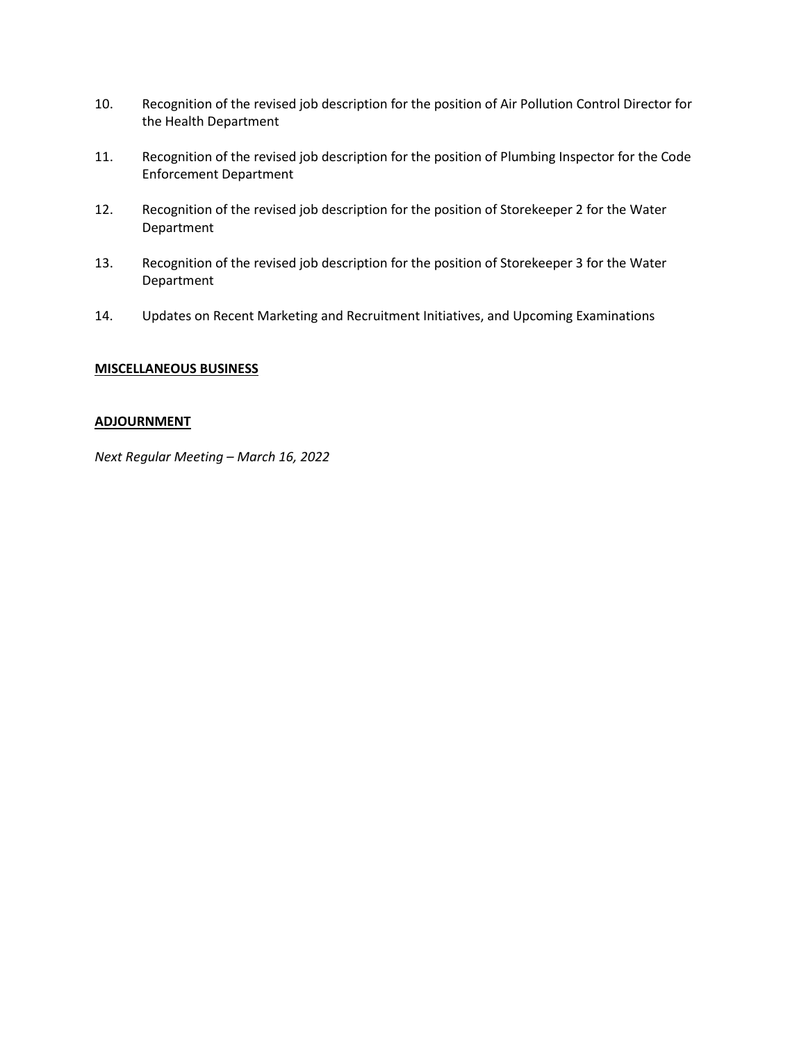10. Recognition of the revised job description for the position of Air Pollution Control Director for the Health Department

11. Recognition of the revised job description for the position of Plumbing Inspector for the Code Enforcement Department

12. Recognition of the revised job description for the position of Storekeeper 2 for the Water Department

13. Recognition of the revised job description for the position of Storekeeper 3 for the Water Department

14. Updates on Recent Marketing and Recruitment Initiatives, and Upcoming Examinations

**MISCELLANEOUS BUSINESS**

**ADJOURNMENT**

*Next Regular Meeting – March 16, 2022*